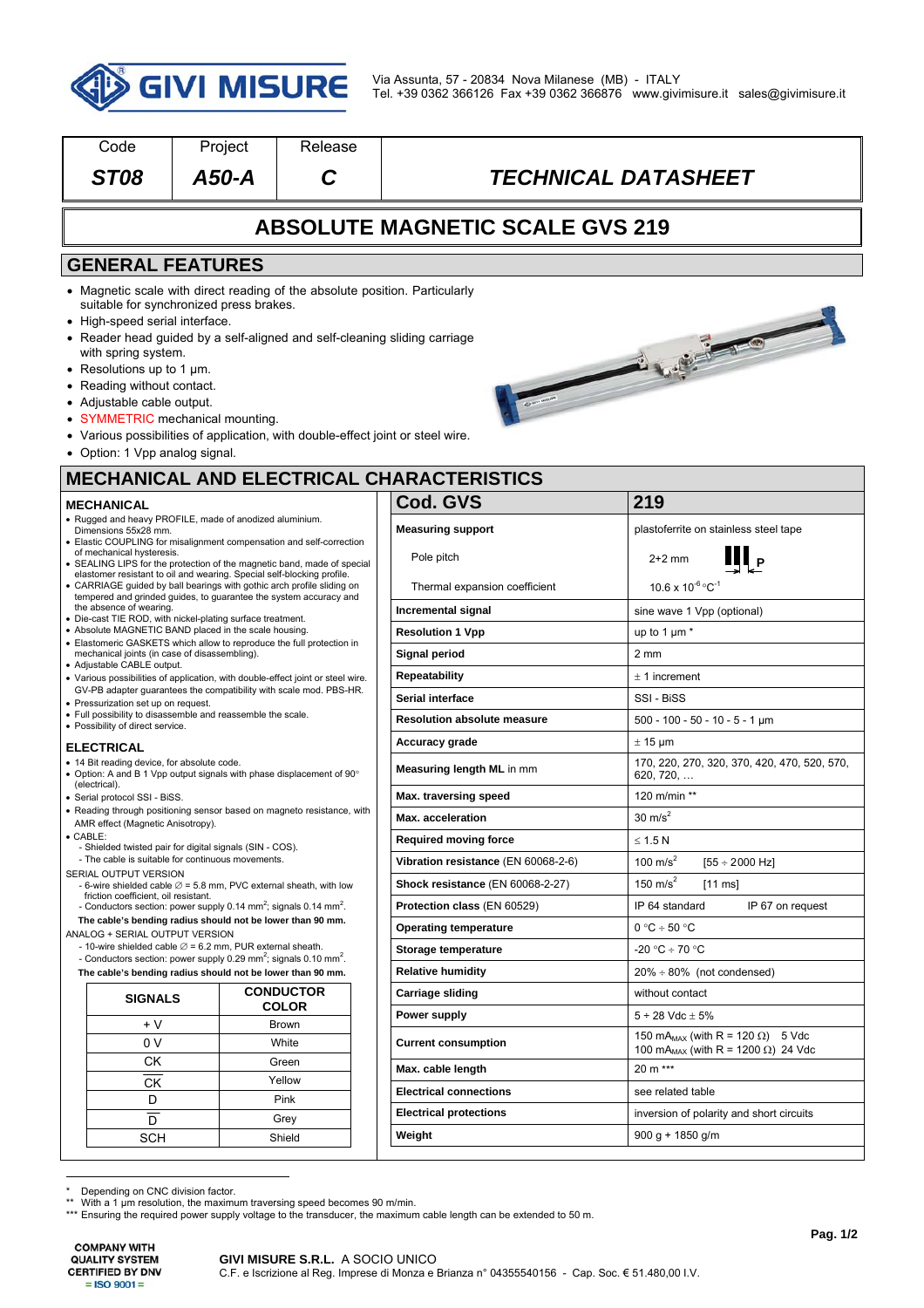GIVI MISURE

Via Assunta, 57 - 20834 Nova Milanese (MB) - ITALY
Tel. +39 0362 366126 Fax +39 0362 366876 www.givimisure.it sales@givimisure.it

| Code | Project | Release | |
|---|---|---|---|
| ***ST08*** | ***A50-A*** | ***C*** | ***TECHNICAL DATASHEET*** |

# ABSOLUTE MAGNETIC SCALE GVS 219

## GENERAL FEATURES

- Magnetic scale with direct reading of the absolute position. Particularly suitable for synchronized press brakes.
- High-speed serial interface.
- Reader head guided by a self-aligned and self-cleaning sliding carriage with spring system.
- Resolutions up to 1 µm.
- Reading without contact.
- Adjustable cable output.
- SYMMETRIC mechanical mounting.
- Various possibilities of application, with double-effect joint or steel wire.
- Option: 1 Vpp analog signal.

## MECHANICAL AND ELECTRICAL CHARACTERISTICS

### MECHANICAL

- Rugged and heavy PROFILE, made of anodized aluminium. Dimensions 55x28 mm.
- Elastic COUPLING for misalignment compensation and self-correction of mechanical hysteresis.
- SEALING LIPS for the protection of the magnetic band, made of special elastomer resistant to oil and wearing. Special self-blocking profile.
- CARRIAGE guided by ball bearings with gothic arch profile sliding on tempered and grinded guides, to guarantee the system accuracy and the absence of wearing.
- Die-cast TIE ROD, with nickel-plating surface treatment.
- Absolute MAGNETIC BAND placed in the scale housing.
- Elastomeric GASKETS which allow to reproduce the full protection in mechanical joints (in case of disassembling).
- Adjustable CABLE output.
- Various possibilities of application, with double-effect joint or steel wire. GV-PB adapter guarantees the compatibility with scale mod. PBS-HR.
- Pressurization set up on request.
- Full possibility to disassemble and reassemble the scale.
- Possibility of direct service.

### ELECTRICAL

- 14 Bit reading device, for absolute code.
- Option: A and B 1 Vpp output signals with phase displacement of 90° (electrical).
- Serial protocol SSI - BiSS.
- Reading through positioning sensor based on magneto resistance, with AMR effect (Magnetic Anisotropy).
- CABLE:
  - Shielded twisted pair for digital signals (SIN - COS).
  - The cable is suitable for continuous movements.

SERIAL OUTPUT VERSION
- 6-wire shielded cable ∅ = 5.8 mm, PVC external sheath, with low friction coefficient, oil resistant.
- Conductors section: power supply 0.14 mm²; signals 0.14 mm².

**The cable's bending radius should not be lower than 90 mm.**

ANALOG + SERIAL OUTPUT VERSION
- 10-wire shielded cable ∅ = 6.2 mm, PUR external sheath.
- Conductors section: power supply 0.29 mm²; signals 0.10 mm².

**The cable's bending radius should not be lower than 90 mm.**

| SIGNALS | CONDUCTOR COLOR |
|---|---|
| + V | Brown |
| 0 V | White |
| CK | Green |
| $\overline{CK}$ | Yellow |
| D | Pink |
| $\overline{D}$ | Grey |
| SCH | Shield |

| Cod. GVS | 219 |
|---|---|
| **Measuring support** | plastoferrite on stainless steel tape |
| Pole pitch | 2+2 mm |
| Thermal expansion coefficient | 10.6 x $10^{-6}$ °C$^{-1}$ |
| **Incremental signal** | sine wave 1 Vpp (optional) |
| **Resolution 1 Vpp** | up to 1 µm * |
| **Signal period** | 2 mm |
| **Repeatability** | ± 1 increment |
| **Serial interface** | SSI - BiSS |
| **Resolution absolute measure** | 500 - 100 - 50 - 10 - 5 - 1 µm |
| **Accuracy grade** | ± 15 µm |
| **Measuring length ML** in mm | 170, 220, 270, 320, 370, 420, 470, 520, 570, 620, 720, … |
| **Max. traversing speed** | 120 m/min ** |
| **Max. acceleration** | 30 m/s² |
| **Required moving force** | ≤ 1.5 N |
| **Vibration resistance** (EN 60068-2-6) | 100 m/s² [55 ÷ 2000 Hz] |
| **Shock resistance** (EN 60068-2-27) | 150 m/s² [11 ms] |
| **Protection class** (EN 60529) | IP 64 standard IP 67 on request |
| **Operating temperature** | 0 °C ÷ 50 °C |
| **Storage temperature** | -20 °C ÷ 70 °C |
| **Relative humidity** | 20% ÷ 80% (not condensed) |
| **Carriage sliding** | without contact |
| **Power supply** | 5 ÷ 28 Vdc ± 5% |
| **Current consumption** | 150 $mA_{MAX}$ (with R = 120 Ω) 5 Vdc<br>100 $mA_{MAX}$ (with R = 1200 Ω) 24 Vdc |
| **Max. cable length** | 20 m *** |
| **Electrical connections** | see related table |
| **Electrical protections** | inversion of polarity and short circuits |
| **Weight** | 900 g + 1850 g/m |

\* Depending on CNC division factor.
\** With a 1 µm resolution, the maximum traversing speed becomes 90 m/min.
\*** Ensuring the required power supply voltage to the transducer, the maximum cable length can be extended to 50 m.

COMPANY WITH QUALITY SYSTEM CERTIFIED BY DNV = ISO 9001 =

**GIVI MISURE S.R.L.** A SOCIO UNICO
C.F. e Iscrizione al Reg. Imprese di Monza e Brianza n° 04355540156 - Cap. Soc. € 51.480,00 I.V.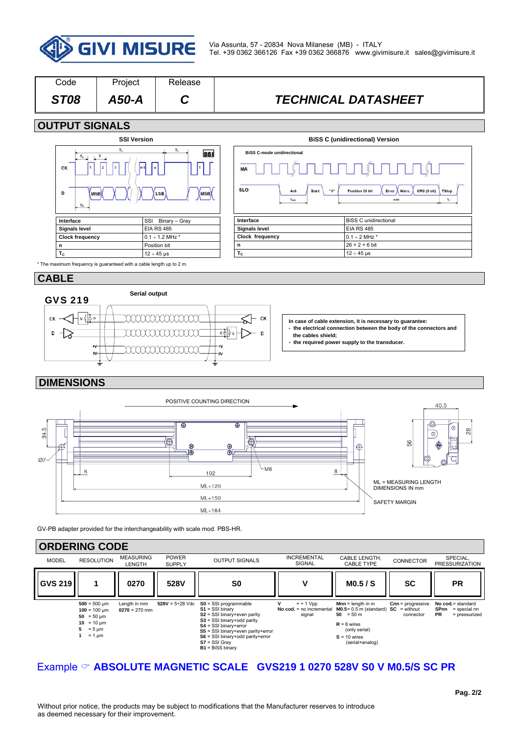| Code | Project | Release | |
|---|---|---|---|
| *ST08* | *A50-A* | *C* | *TECHNICAL DATASHEET* |

## OUTPUT SIGNALS

**SSI Version**

| Interface | SSI Binary – Gray |
|---|---|
| Signals level | EIA RS 485 |
| Clock frequency | 0.1 ÷ 1.2 MHz * |
| n | Position bit |
| $T_C$ | 12 ÷ 45 µs |

**BiSS C (unidirectional) Version**

| Interface | BiSS C unidirectional |
|---|---|
| Signals level | EIA RS 485 |
| Clock frequency | 0.1 ÷ 2 MHz * |
| n | 26 + 2 + 6 bit |
| $T_C$ | 12 ÷ 45 µs |

\* The maximum frequency is guaranteed with a cable length up to 2 m.

## CABLE

**GVS 219**

Serial output

In case of cable extension, it is necessary to guarantee:
- the electrical connection between the body of the connectors and the cables shield;
- the required power supply to the transducer.

## DIMENSIONS

POSITIVE COUNTING DIRECTION

34.5
Ø7
8
102
M8
8
ML+120
ML+150
ML+164
40.5
56
28

ML = MEASURING LENGTH
DIMENSIONS IN mm

SAFETY MARGIN

GV-PB adapter provided for the interchangeability with scale mod. PBS-HR.

## ORDERING CODE

| MODEL | RESOLUTION | MEASURING LENGTH | POWER SUPPLY | OUTPUT SIGNALS | INCREMENTAL SIGNAL | CABLE LENGTH, CABLE TYPE | CONNECTOR | SPECIAL, PRESSURIZATION |
|---|---|---|---|---|---|---|---|---|
| **GVS 219** | **1** | **0270** | **528V** | **S0** | **V** | **M0.5 / S** | **SC** | **PR** |
| | **500** = 500 µm<br>**100** = 100 µm<br>**50** = 50 µm<br>**10** = 10 µm<br>**5** = 5 µm<br>**1** = 1 µm | Length in mm<br>**0270** = 270 mm | **528V** = 5÷28 Vdc | **S0** = SSI programmable<br>**S1** = SSI binary<br>**S2** = SSI binary+even parity<br>**S3** = SSI binary+odd parity<br>**S4** = SSI binary+error<br>**S5** = SSI binary+even parity+error<br>**S6** = SSI binary+odd parity+error<br>**S7** = SSI Gray<br>**B1** = BiSS binary | **V** = + 1 Vpp<br>**No cod.** = no incremental signal | **Mnn** = length in m<br>**M0.5**= 0.5 m (standard)<br>**50** = 50 m<br>**R** = 6 wires (only serial)<br>**S** = 10 wires (serial+analog) | **Cnn** = progressive<br>**SC** = without connector | **No cod.**= standard<br>**SPnn** = special nn<br>**PR** = pressurized |

Example ☞ **ABSOLUTE MAGNETIC SCALE GVS219 1 0270 528V S0 V M0.5/S SC PR**

Without prior notice, the products may be subject to modifications that the Manufacturer reserves to introduce as deemed necessary for their improvement.